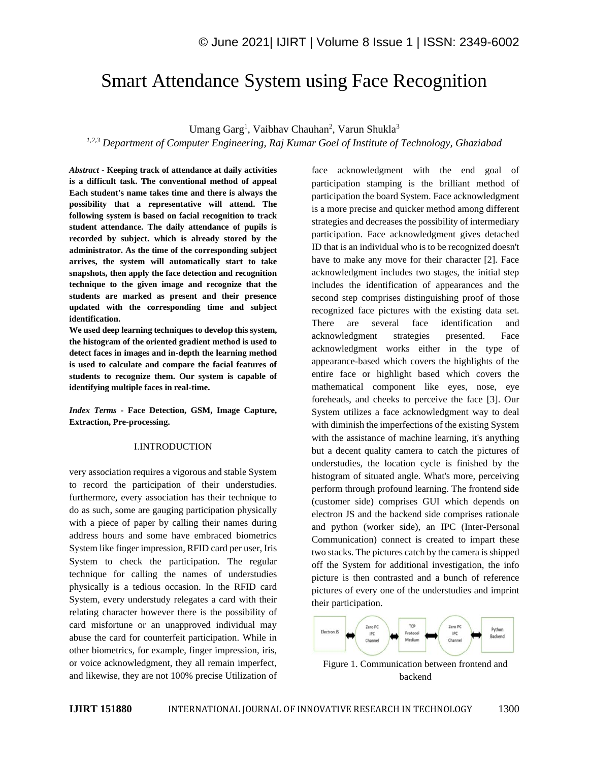# Smart Attendance System using Face Recognition

Umang Garg[1], Vaibhav Chauhan[2], Varun Shukla[3]

*[1,2,3] Department of Computer Engineering, Raj Kumar Goel of Institute of Technology, Ghaziabad*

***Abstract* - Keeping track of attendance at daily activities is a difficult task. The conventional method of appeal Each student's name takes time and there is always the possibility that a representative will attend. The following system is based on facial recognition to track student attendance. The daily attendance of pupils is recorded by subject. which is already stored by the administrator. As the time of the corresponding subject arrives, the system will automatically start to take snapshots, then apply the face detection and recognition technique to the given image and recognize that the students are marked as present and their presence updated with the corresponding time and subject identification.**

**We used deep learning techniques to develop this system, the histogram of the oriented gradient method is used to detect faces in images and in-depth the learning method is used to calculate and compare the facial features of students to recognize them. Our system is capable of identifying multiple faces in real-time.**

***Index Terms* - Face Detection, GSM, Image Capture, Extraction, Pre-processing.**

## I.INTRODUCTION

very association requires a vigorous and stable System to record the participation of their understudies. furthermore, every association has their technique to do as such, some are gauging participation physically with a piece of paper by calling their names during address hours and some have embraced biometrics System like finger impression, RFID card per user, Iris System to check the participation. The regular technique for calling the names of understudies physically is a tedious occasion. In the RFID card System, every understudy relegates a card with their relating character however there is the possibility of card misfortune or an unapproved individual may abuse the card for counterfeit participation. While in other biometrics, for example, finger impression, iris, or voice acknowledgment, they all remain imperfect, and likewise, they are not 100% precise Utilization of face acknowledgment with the end goal of participation stamping is the brilliant method of participation the board System. Face acknowledgment is a more precise and quicker method among different strategies and decreases the possibility of intermediary participation. Face acknowledgment gives detached ID that is an individual who is to be recognized doesn't have to make any move for their character [2]. Face acknowledgment includes two stages, the initial step includes the identification of appearances and the second step comprises distinguishing proof of those recognized face pictures with the existing data set. There are several face identification and acknowledgment strategies presented. Face acknowledgment works either in the type of appearance-based which covers the highlights of the entire face or highlight based which covers the mathematical component like eyes, nose, eye foreheads, and cheeks to perceive the face [3]. Our System utilizes a face acknowledgment way to deal with diminish the imperfections of the existing System with the assistance of machine learning, it's anything but a decent quality camera to catch the pictures of understudies, the location cycle is finished by the histogram of situated angle. What's more, perceiving perform through profound learning. The frontend side (customer side) comprises GUI which depends on electron JS and the backend side comprises rationale and python (worker side), an IPC (Inter-Personal Communication) connect is created to impart these two stacks. The pictures catch by the camera is shipped off the System for additional investigation, the info picture is then contrasted and a bunch of reference pictures of every one of the understudies and imprint their participation.

Electron JS ⟷ Zero PC IPC Channel ⟷ TCP Protocol Medium ⟷ Zero PC IPC Channel ⟷ Python Backend

Figure 1. Communication between frontend and backend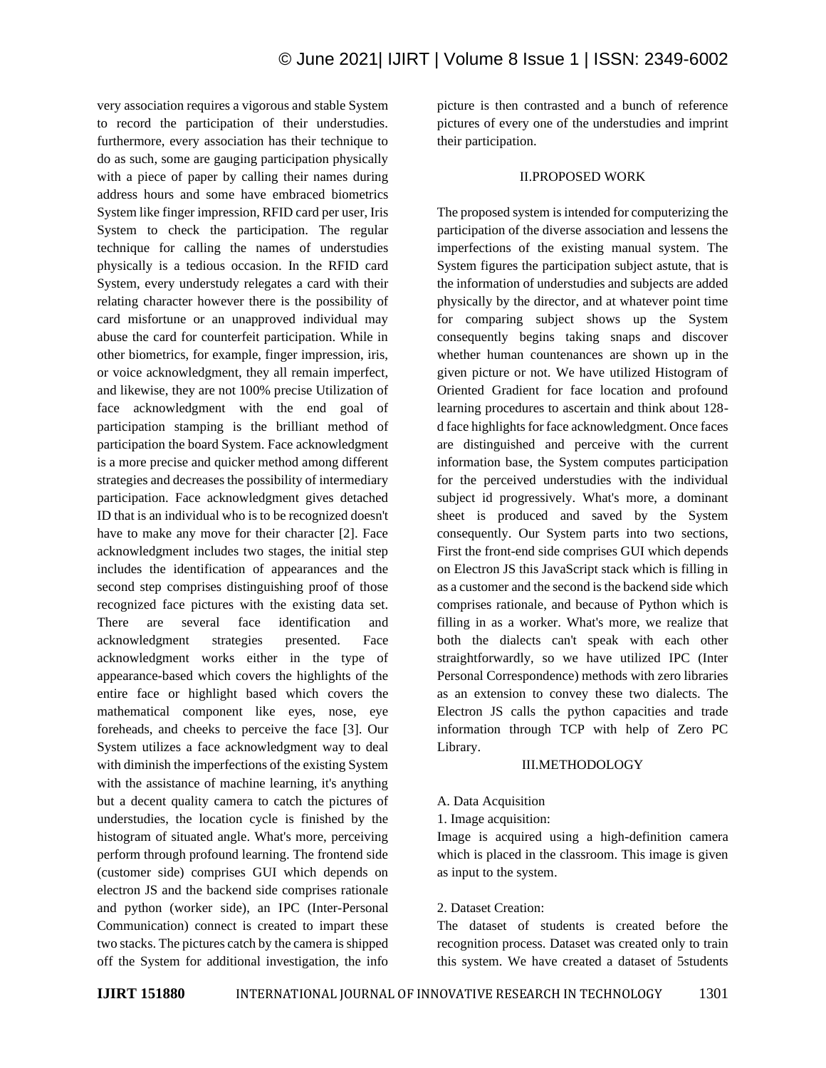very association requires a vigorous and stable System to record the participation of their understudies. furthermore, every association has their technique to do as such, some are gauging participation physically with a piece of paper by calling their names during address hours and some have embraced biometrics System like finger impression, RFID card per user, Iris System to check the participation. The regular technique for calling the names of understudies physically is a tedious occasion. In the RFID card System, every understudy relegates a card with their relating character however there is the possibility of card misfortune or an unapproved individual may abuse the card for counterfeit participation. While in other biometrics, for example, finger impression, iris, or voice acknowledgment, they all remain imperfect, and likewise, they are not 100% precise Utilization of face acknowledgment with the end goal of participation stamping is the brilliant method of participation the board System. Face acknowledgment is a more precise and quicker method among different strategies and decreases the possibility of intermediary participation. Face acknowledgment gives detached ID that is an individual who is to be recognized doesn't have to make any move for their character [2]. Face acknowledgment includes two stages, the initial step includes the identification of appearances and the second step comprises distinguishing proof of those recognized face pictures with the existing data set. There are several face identification and acknowledgment strategies presented. Face acknowledgment works either in the type of appearance-based which covers the highlights of the entire face or highlight based which covers the mathematical component like eyes, nose, eye foreheads, and cheeks to perceive the face [3]. Our System utilizes a face acknowledgment way to deal with diminish the imperfections of the existing System with the assistance of machine learning, it's anything but a decent quality camera to catch the pictures of understudies, the location cycle is finished by the histogram of situated angle. What's more, perceiving perform through profound learning. The frontend side (customer side) comprises GUI which depends on electron JS and the backend side comprises rationale and python (worker side), an IPC (Inter-Personal Communication) connect is created to impart these two stacks. The pictures catch by the camera is shipped off the System for additional investigation, the info picture is then contrasted and a bunch of reference pictures of every one of the understudies and imprint their participation.

## II.PROPOSED WORK

The proposed system is intended for computerizing the participation of the diverse association and lessens the imperfections of the existing manual system. The System figures the participation subject astute, that is the information of understudies and subjects are added physically by the director, and at whatever point time for comparing subject shows up the System consequently begins taking snaps and discover whether human countenances are shown up in the given picture or not. We have utilized Histogram of Oriented Gradient for face location and profound learning procedures to ascertain and think about 128-d face highlights for face acknowledgment. Once faces are distinguished and perceive with the current information base, the System computes participation for the perceived understudies with the individual subject id progressively. What's more, a dominant sheet is produced and saved by the System consequently. Our System parts into two sections, First the front-end side comprises GUI which depends on Electron JS this JavaScript stack which is filling in as a customer and the second is the backend side which comprises rationale, and because of Python which is filling in as a worker. What's more, we realize that both the dialects can't speak with each other straightforwardly, so we have utilized IPC (Inter Personal Correspondence) methods with zero libraries as an extension to convey these two dialects. The Electron JS calls the python capacities and trade information through TCP with help of Zero PC Library.

## III.METHODOLOGY

### A. Data Acquisition

#### 1. Image acquisition:

Image is acquired using a high-definition camera which is placed in the classroom. This image is given as input to the system.

#### 2. Dataset Creation:

The dataset of students is created before the recognition process. Dataset was created only to train this system. We have created a dataset of 5students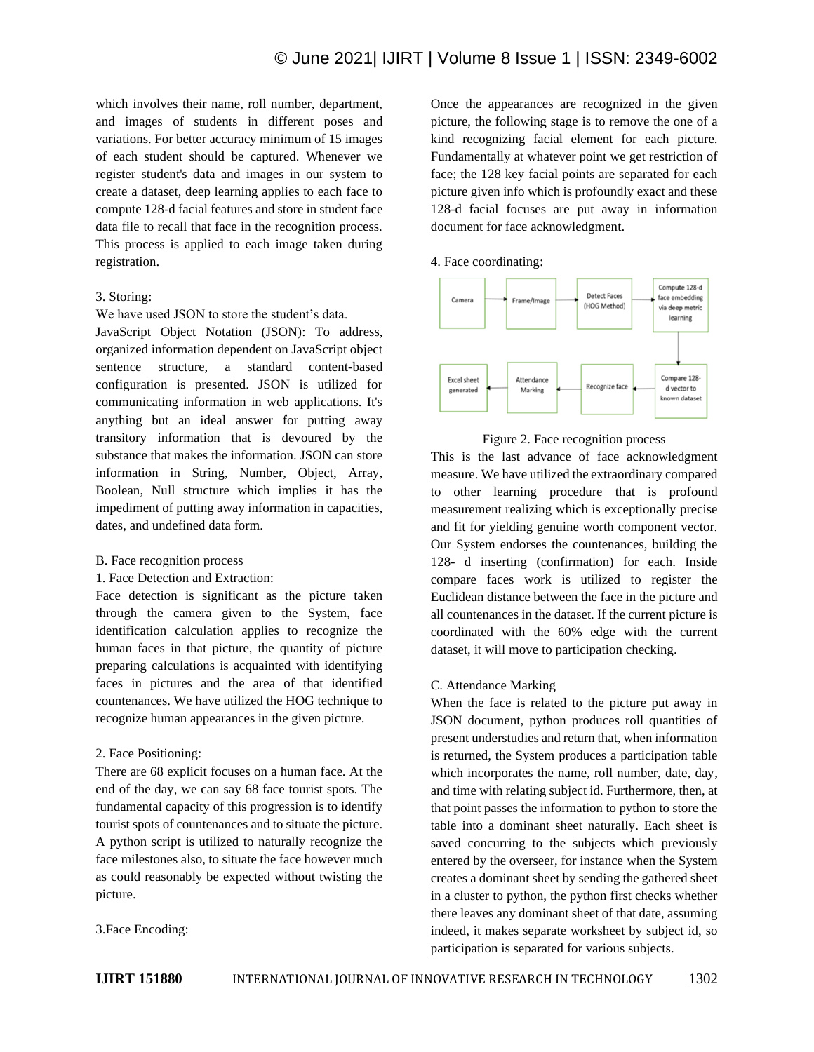which involves their name, roll number, department, and images of students in different poses and variations. For better accuracy minimum of 15 images of each student should be captured. Whenever we register student's data and images in our system to create a dataset, deep learning applies to each face to compute 128-d facial features and store in student face data file to recall that face in the recognition process. This process is applied to each image taken during registration.

3. Storing:

We have used JSON to store the student's data.

JavaScript Object Notation (JSON): To address, organized information dependent on JavaScript object sentence structure, a standard content-based configuration is presented. JSON is utilized for communicating information in web applications. It's anything but an ideal answer for putting away transitory information that is devoured by the substance that makes the information. JSON can store information in String, Number, Object, Array, Boolean, Null structure which implies it has the impediment of putting away information in capacities, dates, and undefined data form.

B. Face recognition process

1. Face Detection and Extraction:

Face detection is significant as the picture taken through the camera given to the System, face identification calculation applies to recognize the human faces in that picture, the quantity of picture preparing calculations is acquainted with identifying faces in pictures and the area of that identified countenances. We have utilized the HOG technique to recognize human appearances in the given picture.

2. Face Positioning:

There are 68 explicit focuses on a human face. At the end of the day, we can say 68 face tourist spots. The fundamental capacity of this progression is to identify tourist spots of countenances and to situate the picture. A python script is utilized to naturally recognize the face milestones also, to situate the face however much as could reasonably be expected without twisting the picture.

3.Face Encoding:

Once the appearances are recognized in the given picture, the following stage is to remove the one of a kind recognizing facial element for each picture. Fundamentally at whatever point we get restriction of face; the 128 key facial points are separated for each picture given info which is profoundly exact and these 128-d facial focuses are put away in information document for face acknowledgment.

4. Face coordinating:

Camera → Frame/Image → Detect Faces (HOG Method) → Compute 128-d face embedding via deep metric learning → Compare 128-d vector to known dataset → Recognize face → Attendance Marking → Excel sheet generated

Figure 2. Face recognition process

This is the last advance of face acknowledgment measure. We have utilized the extraordinary compared to other learning procedure that is profound measurement realizing which is exceptionally precise and fit for yielding genuine worth component vector. Our System endorses the countenances, building the 128- d inserting (confirmation) for each. Inside compare faces work is utilized to register the Euclidean distance between the face in the picture and all countenances in the dataset. If the current picture is coordinated with the 60% edge with the current dataset, it will move to participation checking.

C. Attendance Marking

When the face is related to the picture put away in JSON document, python produces roll quantities of present understudies and return that, when information is returned, the System produces a participation table which incorporates the name, roll number, date, day, and time with relating subject id. Furthermore, then, at that point passes the information to python to store the table into a dominant sheet naturally. Each sheet is saved concurring to the subjects which previously entered by the overseer, for instance when the System creates a dominant sheet by sending the gathered sheet in a cluster to python, the python first checks whether there leaves any dominant sheet of that date, assuming indeed, it makes separate worksheet by subject id, so participation is separated for various subjects.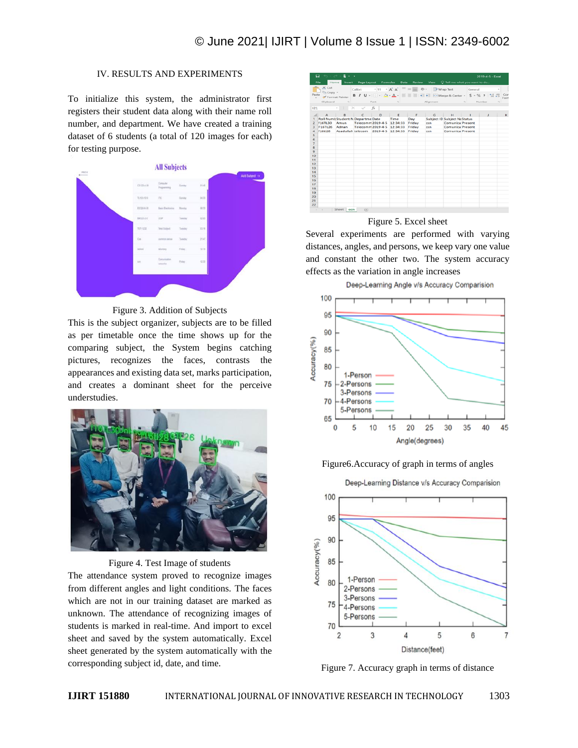## IV. RESULTS AND EXPERIMENTS

To initialize this system, the administrator first registers their student data along with their name roll number, and department. We have created a training dataset of 6 students (a total of 120 images for each) for testing purpose.

Figure 3. Addition of Subjects

This is the subject organizer, subjects are to be filled as per timetable once the time shows up for the comparing subject, the System begins catching pictures, recognizes the faces, contrasts the appearances and existing data set, marks participation, and creates a dominant sheet for the perceive understudies.

Figure 4. Test Image of students

The attendance system proved to recognize images from different angles and light conditions. The faces which are not in our training dataset are marked as unknown. The attendance of recognizing images of students is marked in real-time. And import to excel sheet and saved by the system automatically. Excel sheet generated by the system automatically with the corresponding subject id, date, and time.

Figure 5. Excel sheet

Several experiments are performed with varying distances, angles, and persons, we keep vary one value and constant the other two. The system accuracy effects as the variation in angle increases

Figure6.Accuracy of graph in terms of angles

Figure 7. Accuracy graph in terms of distance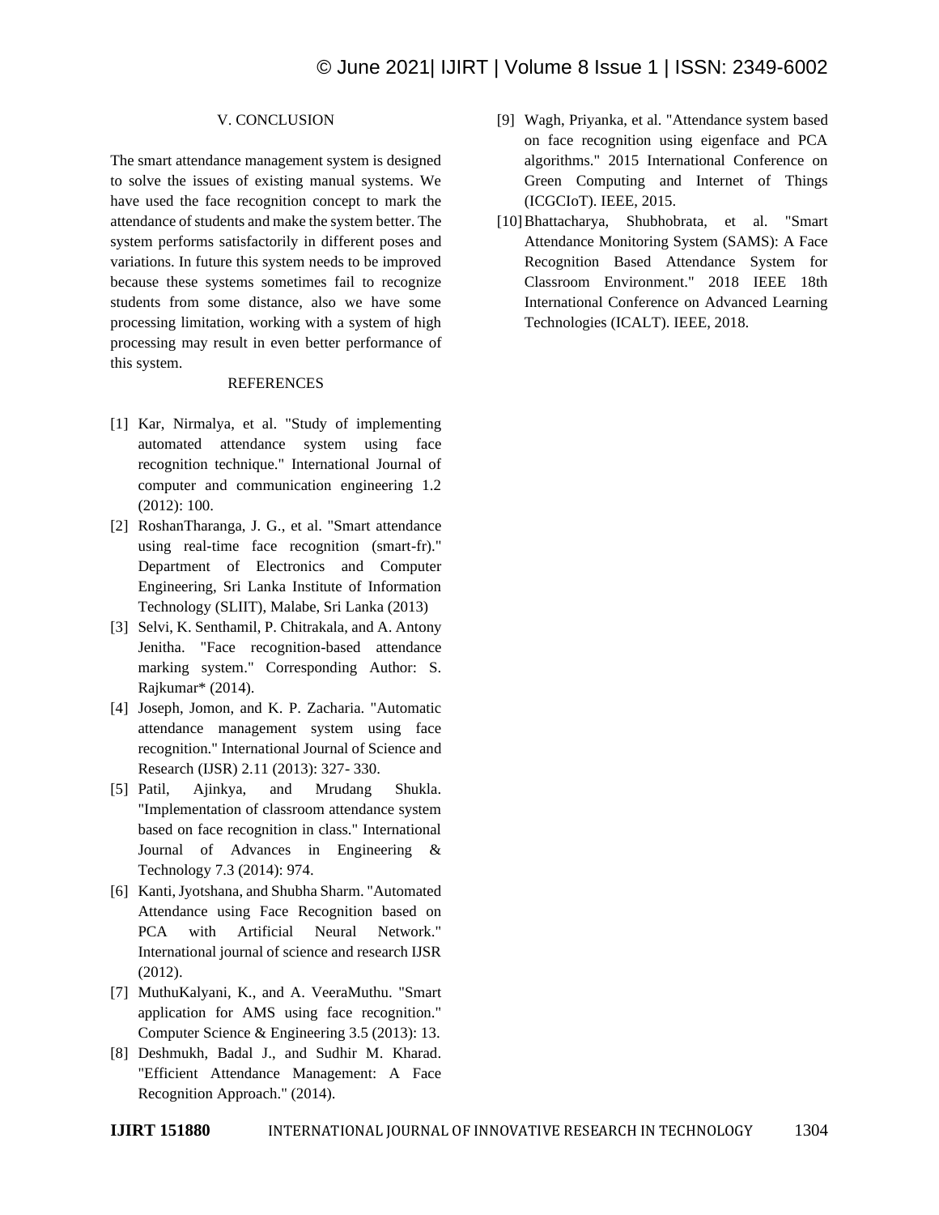## V. CONCLUSION

The smart attendance management system is designed to solve the issues of existing manual systems. We have used the face recognition concept to mark the attendance of students and make the system better. The system performs satisfactorily in different poses and variations. In future this system needs to be improved because these systems sometimes fail to recognize students from some distance, also we have some processing limitation, working with a system of high processing may result in even better performance of this system.

## REFERENCES

[1] Kar, Nirmalya, et al. "Study of implementing automated attendance system using face recognition technique." International Journal of computer and communication engineering 1.2 (2012): 100.

[2] RoshanTharanga, J. G., et al. "Smart attendance using real-time face recognition (smart-fr)." Department of Electronics and Computer Engineering, Sri Lanka Institute of Information Technology (SLIIT), Malabe, Sri Lanka (2013)

[3] Selvi, K. Senthamil, P. Chitrakala, and A. Antony Jenitha. "Face recognition-based attendance marking system." Corresponding Author: S. Rajkumar* (2014).

[4] Joseph, Jomon, and K. P. Zacharia. "Automatic attendance management system using face recognition." International Journal of Science and Research (IJSR) 2.11 (2013): 327- 330.

[5] Patil, Ajinkya, and Mrudang Shukla. "Implementation of classroom attendance system based on face recognition in class." International Journal of Advances in Engineering & Technology 7.3 (2014): 974.

[6] Kanti, Jyotshana, and Shubha Sharm. "Automated Attendance using Face Recognition based on PCA with Artificial Neural Network." International journal of science and research IJSR (2012).

[7] MuthuKalyani, K., and A. VeeraMuthu. "Smart application for AMS using face recognition." Computer Science & Engineering 3.5 (2013): 13.

[8] Deshmukh, Badal J., and Sudhir M. Kharad. "Efficient Attendance Management: A Face Recognition Approach." (2014).

[9] Wagh, Priyanka, et al. "Attendance system based on face recognition using eigenface and PCA algorithms." 2015 International Conference on Green Computing and Internet of Things (ICGCIoT). IEEE, 2015.

[10] Bhattacharya, Shubhobrata, et al. "Smart Attendance Monitoring System (SAMS): A Face Recognition Based Attendance System for Classroom Environment." 2018 IEEE 18th International Conference on Advanced Learning Technologies (ICALT). IEEE, 2018.